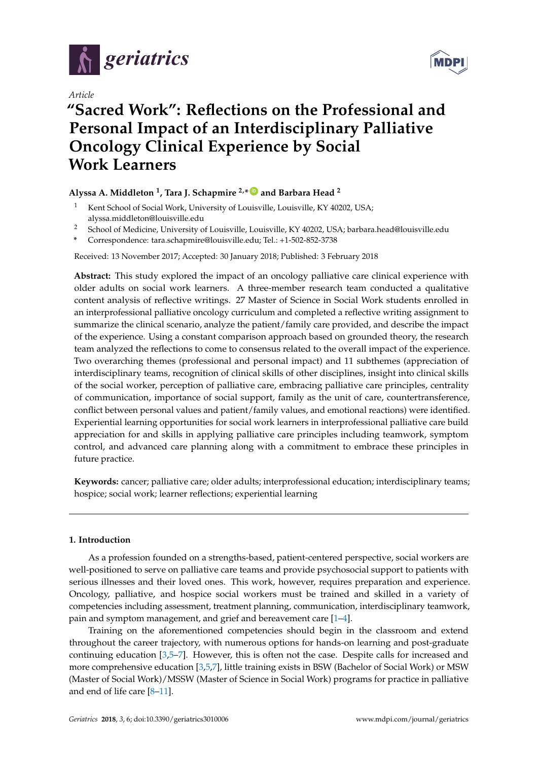*Article*

# "Sacred Work": Reflections on the Professional and Personal Impact of an Interdisciplinary Palliative Oncology Clinical Experience by Social Work Learners

**Alyssa A. Middleton [1], Tara J. Schapmire [2,*] and Barbara Head [2]**

[1] Kent School of Social Work, University of Louisville, Louisville, KY 40202, USA; alyssa.middleton@louisville.edu

[2] School of Medicine, University of Louisville, Louisville, KY 40202, USA; barbara.head@louisville.edu

[*] Correspondence: tara.schapmire@louisville.edu; Tel.: +1-502-852-3738

Received: 13 November 2017; Accepted: 30 January 2018; Published: 3 February 2018

**Abstract:** This study explored the impact of an oncology palliative care clinical experience with older adults on social work learners. A three-member research team conducted a qualitative content analysis of reflective writings. 27 Master of Science in Social Work students enrolled in an interprofessional palliative oncology curriculum and completed a reflective writing assignment to summarize the clinical scenario, analyze the patient/family care provided, and describe the impact of the experience. Using a constant comparison approach based on grounded theory, the research team analyzed the reflections to come to consensus related to the overall impact of the experience. Two overarching themes (professional and personal impact) and 11 subthemes (appreciation of interdisciplinary teams, recognition of clinical skills of other disciplines, insight into clinical skills of the social worker, perception of palliative care, embracing palliative care principles, centrality of communication, importance of social support, family as the unit of care, countertransference, conflict between personal values and patient/family values, and emotional reactions) were identified. Experiential learning opportunities for social work learners in interprofessional palliative care build appreciation for and skills in applying palliative care principles including teamwork, symptom control, and advanced care planning along with a commitment to embrace these principles in future practice.

**Keywords:** cancer; palliative care; older adults; interprofessional education; interdisciplinary teams; hospice; social work; learner reflections; experiential learning

## 1. Introduction

As a profession founded on a strengths-based, patient-centered perspective, social workers are well-positioned to serve on palliative care teams and provide psychosocial support to patients with serious illnesses and their loved ones. This work, however, requires preparation and experience. Oncology, palliative, and hospice social workers must be trained and skilled in a variety of competencies including assessment, treatment planning, communication, interdisciplinary teamwork, pain and symptom management, and grief and bereavement care [1–4].

Training on the aforementioned competencies should begin in the classroom and extend throughout the career trajectory, with numerous options for hands-on learning and post-graduate continuing education [3,5–7]. However, this is often not the case. Despite calls for increased and more comprehensive education [3,5,7], little training exists in BSW (Bachelor of Social Work) or MSW (Master of Social Work)/MSSW (Master of Science in Social Work) programs for practice in palliative and end of life care [8–11].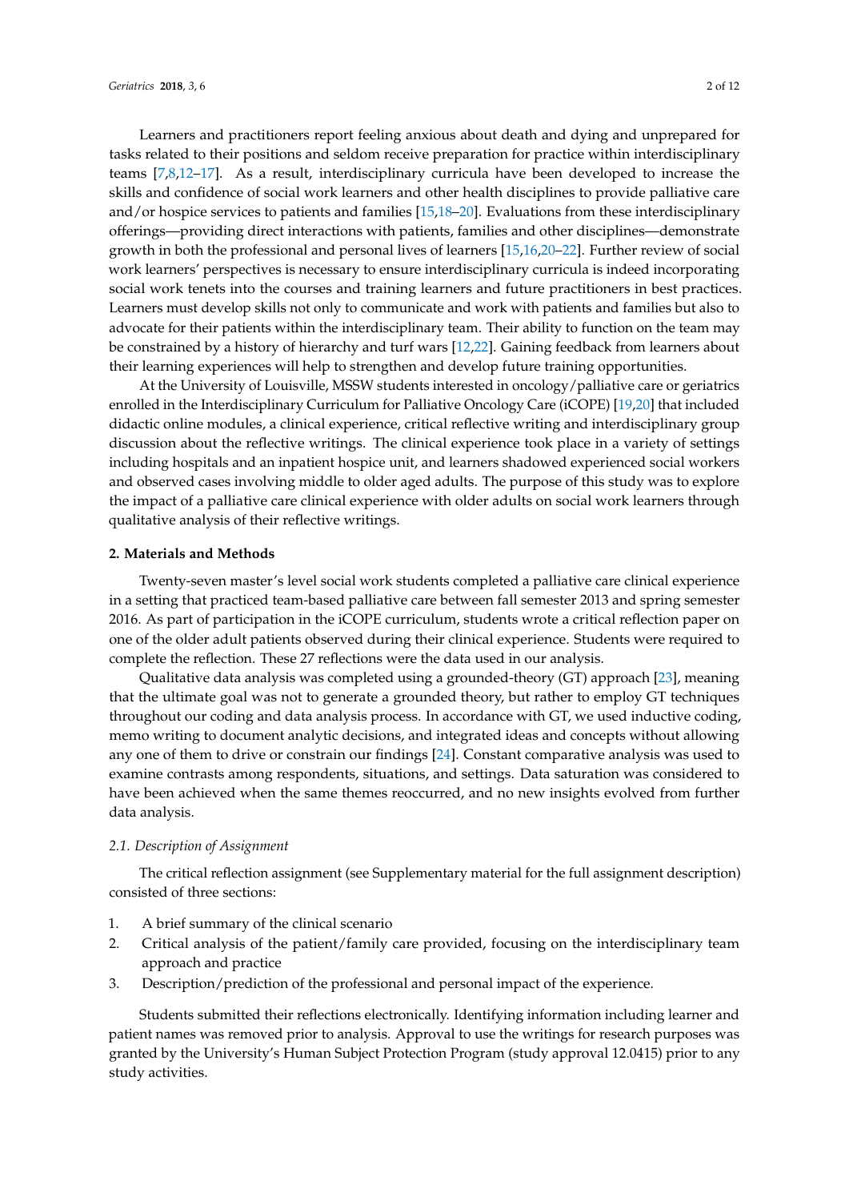Learners and practitioners report feeling anxious about death and dying and unprepared for tasks related to their positions and seldom receive preparation for practice within interdisciplinary teams [7,8,12–17]. As a result, interdisciplinary curricula have been developed to increase the skills and confidence of social work learners and other health disciplines to provide palliative care and/or hospice services to patients and families [15,18–20]. Evaluations from these interdisciplinary offerings—providing direct interactions with patients, families and other disciplines—demonstrate growth in both the professional and personal lives of learners [15,16,20–22]. Further review of social work learners' perspectives is necessary to ensure interdisciplinary curricula is indeed incorporating social work tenets into the courses and training learners and future practitioners in best practices. Learners must develop skills not only to communicate and work with patients and families but also to advocate for their patients within the interdisciplinary team. Their ability to function on the team may be constrained by a history of hierarchy and turf wars [12,22]. Gaining feedback from learners about their learning experiences will help to strengthen and develop future training opportunities.

At the University of Louisville, MSSW students interested in oncology/palliative care or geriatrics enrolled in the Interdisciplinary Curriculum for Palliative Oncology Care (iCOPE) [19,20] that included didactic online modules, a clinical experience, critical reflective writing and interdisciplinary group discussion about the reflective writings. The clinical experience took place in a variety of settings including hospitals and an inpatient hospice unit, and learners shadowed experienced social workers and observed cases involving middle to older aged adults. The purpose of this study was to explore the impact of a palliative care clinical experience with older adults on social work learners through qualitative analysis of their reflective writings.

## 2. Materials and Methods

Twenty-seven master's level social work students completed a palliative care clinical experience in a setting that practiced team-based palliative care between fall semester 2013 and spring semester 2016. As part of participation in the iCOPE curriculum, students wrote a critical reflection paper on one of the older adult patients observed during their clinical experience. Students were required to complete the reflection. These 27 reflections were the data used in our analysis.

Qualitative data analysis was completed using a grounded-theory (GT) approach [23], meaning that the ultimate goal was not to generate a grounded theory, but rather to employ GT techniques throughout our coding and data analysis process. In accordance with GT, we used inductive coding, memo writing to document analytic decisions, and integrated ideas and concepts without allowing any one of them to drive or constrain our findings [24]. Constant comparative analysis was used to examine contrasts among respondents, situations, and settings. Data saturation was considered to have been achieved when the same themes reoccurred, and no new insights evolved from further data analysis.

### *2.1. Description of Assignment*

The critical reflection assignment (see Supplementary material for the full assignment description) consisted of three sections:

1. A brief summary of the clinical scenario
2. Critical analysis of the patient/family care provided, focusing on the interdisciplinary team approach and practice
3. Description/prediction of the professional and personal impact of the experience.

Students submitted their reflections electronically. Identifying information including learner and patient names was removed prior to analysis. Approval to use the writings for research purposes was granted by the University's Human Subject Protection Program (study approval 12.0415) prior to any study activities.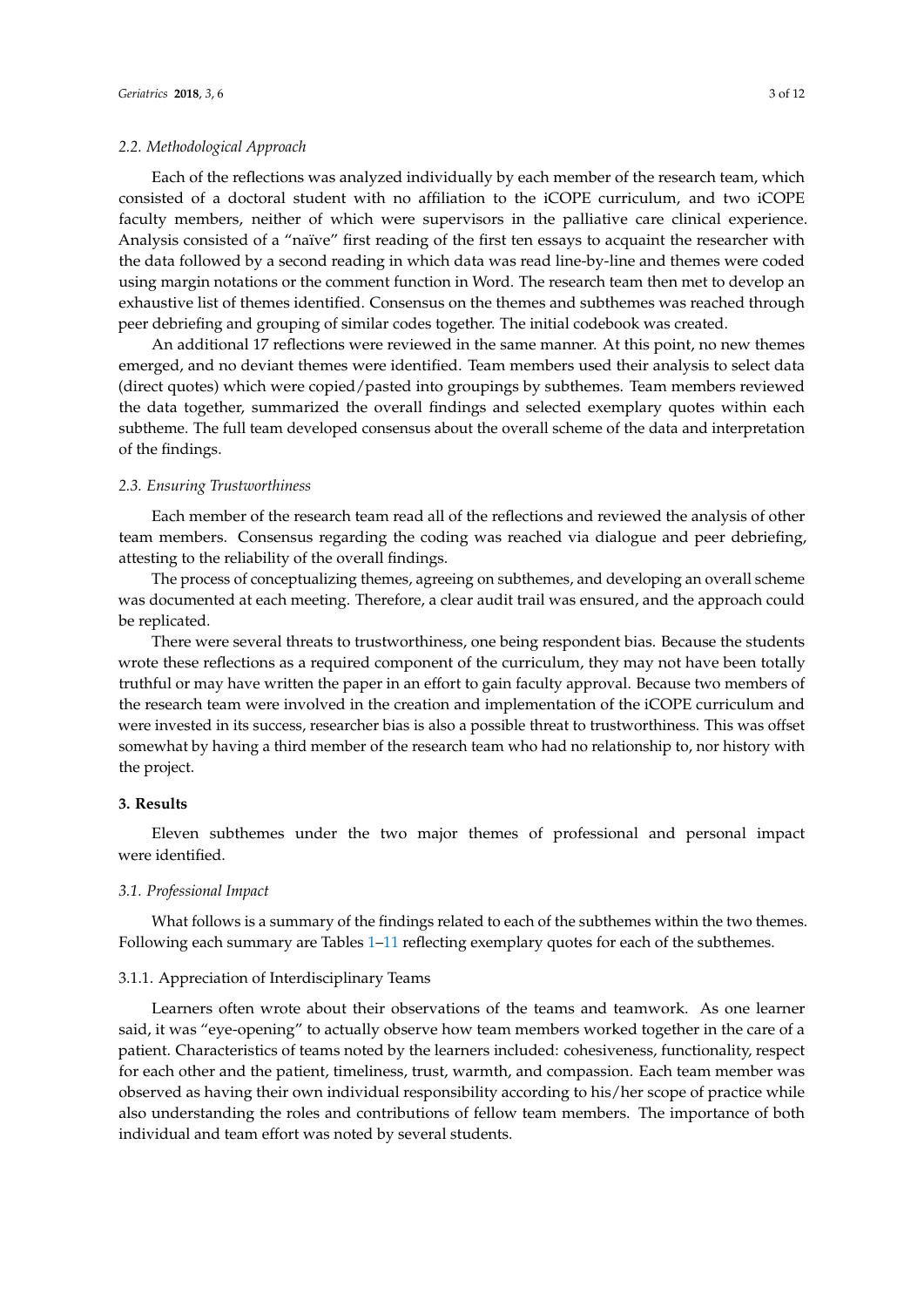### 2.2. Methodological Approach

Each of the reflections was analyzed individually by each member of the research team, which consisted of a doctoral student with no affiliation to the iCOPE curriculum, and two iCOPE faculty members, neither of which were supervisors in the palliative care clinical experience. Analysis consisted of a "naïve" first reading of the first ten essays to acquaint the researcher with the data followed by a second reading in which data was read line-by-line and themes were coded using margin notations or the comment function in Word. The research team then met to develop an exhaustive list of themes identified. Consensus on the themes and subthemes was reached through peer debriefing and grouping of similar codes together. The initial codebook was created.

An additional 17 reflections were reviewed in the same manner. At this point, no new themes emerged, and no deviant themes were identified. Team members used their analysis to select data (direct quotes) which were copied/pasted into groupings by subthemes. Team members reviewed the data together, summarized the overall findings and selected exemplary quotes within each subtheme. The full team developed consensus about the overall scheme of the data and interpretation of the findings.

### 2.3. Ensuring Trustworthiness

Each member of the research team read all of the reflections and reviewed the analysis of other team members. Consensus regarding the coding was reached via dialogue and peer debriefing, attesting to the reliability of the overall findings.

The process of conceptualizing themes, agreeing on subthemes, and developing an overall scheme was documented at each meeting. Therefore, a clear audit trail was ensured, and the approach could be replicated.

There were several threats to trustworthiness, one being respondent bias. Because the students wrote these reflections as a required component of the curriculum, they may not have been totally truthful or may have written the paper in an effort to gain faculty approval. Because two members of the research team were involved in the creation and implementation of the iCOPE curriculum and were invested in its success, researcher bias is also a possible threat to trustworthiness. This was offset somewhat by having a third member of the research team who had no relationship to, nor history with the project.

## 3. Results

Eleven subthemes under the two major themes of professional and personal impact were identified.

### 3.1. Professional Impact

What follows is a summary of the findings related to each of the subthemes within the two themes. Following each summary are Tables 1–11 reflecting exemplary quotes for each of the subthemes.

#### 3.1.1. Appreciation of Interdisciplinary Teams

Learners often wrote about their observations of the teams and teamwork. As one learner said, it was "eye-opening" to actually observe how team members worked together in the care of a patient. Characteristics of teams noted by the learners included: cohesiveness, functionality, respect for each other and the patient, timeliness, trust, warmth, and compassion. Each team member was observed as having their own individual responsibility according to his/her scope of practice while also understanding the roles and contributions of fellow team members. The importance of both individual and team effort was noted by several students.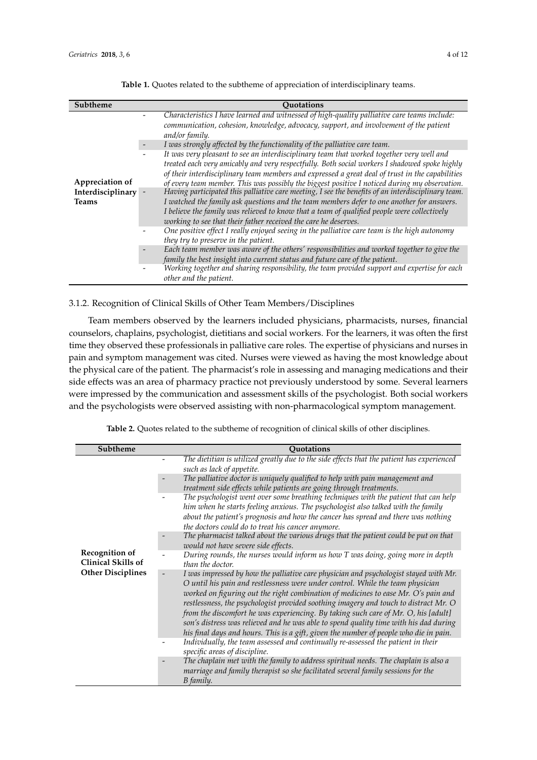**Table 1.** Quotes related to the subtheme of appreciation of interdisciplinary teams.

| Subtheme | Quotations |
|---|---|
| Appreciation of Interdisciplinary Teams | - *Characteristics I have learned and witnessed of high-quality palliative care teams include: communication, cohesion, knowledge, advocacy, support, and involvement of the patient and/or family.* |
| | - *I was strongly affected by the functionality of the palliative care team.* |
| | - *It was very pleasant to see an interdisciplinary team that worked together very well and treated each very amicably and very respectfully. Both social workers I shadowed spoke highly of their interdisciplinary team members and expressed a great deal of trust in the capabilities of every team member. This was possibly the biggest positive I noticed during my observation.* |
| | - *Having participated this palliative care meeting, I see the benefits of an interdisciplinary team. I watched the family ask questions and the team members defer to one another for answers. I believe the family was relieved to know that a team of qualified people were collectively working to see that their father received the care he deserves.* |
| | - *One positive effect I really enjoyed seeing in the palliative care team is the high autonomy they try to preserve in the patient.* |
| | - *Each team member was aware of the others' responsibilities and worked together to give the family the best insight into current status and future care of the patient.* |
| | - *Working together and sharing responsibility, the team provided support and expertise for each other and the patient.* |

### 3.1.2. Recognition of Clinical Skills of Other Team Members/Disciplines

Team members observed by the learners included physicians, pharmacists, nurses, financial counselors, chaplains, psychologist, dietitians and social workers. For the learners, it was often the first time they observed these professionals in palliative care roles. The expertise of physicians and nurses in pain and symptom management was cited. Nurses were viewed as having the most knowledge about the physical care of the patient. The pharmacist's role in assessing and managing medications and their side effects was an area of pharmacy practice not previously understood by some. Several learners were impressed by the communication and assessment skills of the psychologist. Both social workers and the psychologists were observed assisting with non-pharmacological symptom management.

**Table 2.** Quotes related to the subtheme of recognition of clinical skills of other disciplines.

| Subtheme | Quotations |
|---|---|
| Recognition of Clinical Skills of Other Disciplines | - *The dietitian is utilized greatly due to the side effects that the patient has experienced such as lack of appetite.* |
| | - *The palliative doctor is uniquely qualified to help with pain management and treatment side effects while patients are going through treatments.* |
| | - *The psychologist went over some breathing techniques with the patient that can help him when he starts feeling anxious. The psychologist also talked with the family about the patient's prognosis and how the cancer has spread and there was nothing the doctors could do to treat his cancer anymore.* |
| | - *The pharmacist talked about the various drugs that the patient could be put on that would not have severe side effects.* |
| | - *During rounds, the nurses would inform us how T was doing, going more in depth than the doctor.* |
| | - *I was impressed by how the palliative care physician and psychologist stayed with Mr. O until his pain and restlessness were under control. While the team physician worked on figuring out the right combination of medicines to ease Mr. O's pain and restlessness, the psychologist provided soothing imagery and touch to distract Mr. O from the discomfort he was experiencing. By taking such care of Mr. O, his [adult] son's distress was relieved and he was able to spend quality time with his dad during his final days and hours. This is a gift, given the number of people who die in pain.* |
| | - *Individually, the team assessed and continually re-assessed the patient in their specific areas of discipline.* |
| | - *The chaplain met with the family to address spiritual needs. The chaplain is also a marriage and family therapist so she facilitated several family sessions for the B family.* |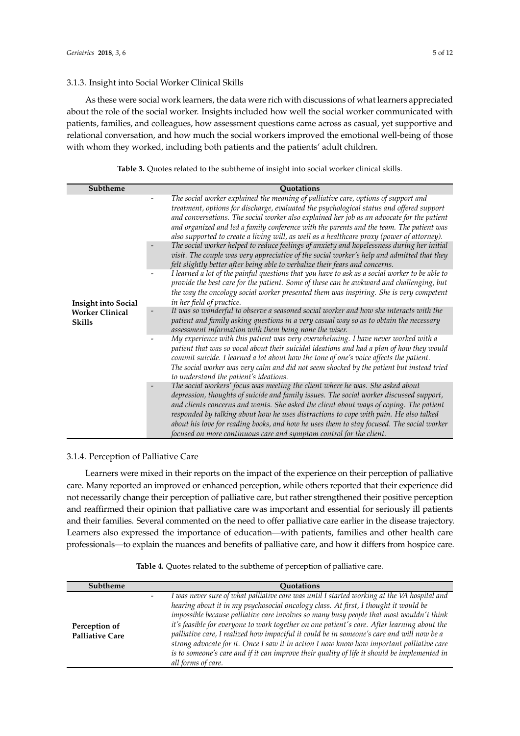#### 3.1.3. Insight into Social Worker Clinical Skills

As these were social work learners, the data were rich with discussions of what learners appreciated about the role of the social worker. Insights included how well the social worker communicated with patients, families, and colleagues, how assessment questions came across as casual, yet supportive and relational conversation, and how much the social workers improved the emotional well-being of those with whom they worked, including both patients and the patients' adult children.

**Table 3.** Quotes related to the subtheme of insight into social worker clinical skills.

| Subtheme | Quotations |
| --- | --- |
| **Insight into Social Worker Clinical Skills** | - *The social worker explained the meaning of palliative care, options of support and treatment, options for discharge, evaluated the psychological status and offered support and conversations. The social worker also explained her job as an advocate for the patient and organized and led a family conference with the parents and the team. The patient was also supported to create a living will, as well as a healthcare proxy (power of attorney).* |
| | - *The social worker helped to reduce feelings of anxiety and hopelessness during her initial visit. The couple was very appreciative of the social worker's help and admitted that they felt slightly better after being able to verbalize their fears and concerns.* |
| | - *I learned a lot of the painful questions that you have to ask as a social worker to be able to provide the best care for the patient. Some of these can be awkward and challenging, but the way the oncology social worker presented them was inspiring. She is very competent in her field of practice.* |
| | - *It was so wonderful to observe a seasoned social worker and how she interacts with the patient and family asking questions in a very casual way so as to obtain the necessary assessment information with them being none the wiser.* |
| | - *My experience with this patient was very overwhelming. I have never worked with a patient that was so vocal about their suicidal ideations and had a plan of how they would commit suicide. I learned a lot about how the tone of one's voice affects the patient. The social worker was very calm and did not seem shocked by the patient but instead tried to understand the patient's ideations.* |
| | - *The social workers' focus was meeting the client where he was. She asked about depression, thoughts of suicide and family issues. The social worker discussed support, and clients concerns and wants. She asked the client about ways of coping. The patient responded by talking about how he uses distractions to cope with pain. He also talked about his love for reading books, and how he uses them to stay focused. The social worker focused on more continuous care and symptom control for the client.* |

#### 3.1.4. Perception of Palliative Care

Learners were mixed in their reports on the impact of the experience on their perception of palliative care. Many reported an improved or enhanced perception, while others reported that their experience did not necessarily change their perception of palliative care, but rather strengthened their positive perception and reaffirmed their opinion that palliative care was important and essential for seriously ill patients and their families. Several commented on the need to offer palliative care earlier in the disease trajectory. Learners also expressed the importance of education—with patients, families and other health care professionals—to explain the nuances and benefits of palliative care, and how it differs from hospice care.

**Table 4.** Quotes related to the subtheme of perception of palliative care.

| Subtheme | Quotations |
| --- | --- |
| **Perception of Palliative Care** | - *I was never sure of what palliative care was until I started working at the VA hospital and hearing about it in my psychosocial oncology class. At first, I thought it would be impossible because palliative care involves so many busy people that most wouldn't think it's feasible for everyone to work together on one patient's care. After learning about the palliative care, I realized how impactful it could be in someone's care and will now be a strong advocate for it. Once I saw it in action I now know how important palliative care is to someone's care and if it can improve their quality of life it should be implemented in all forms of care.* |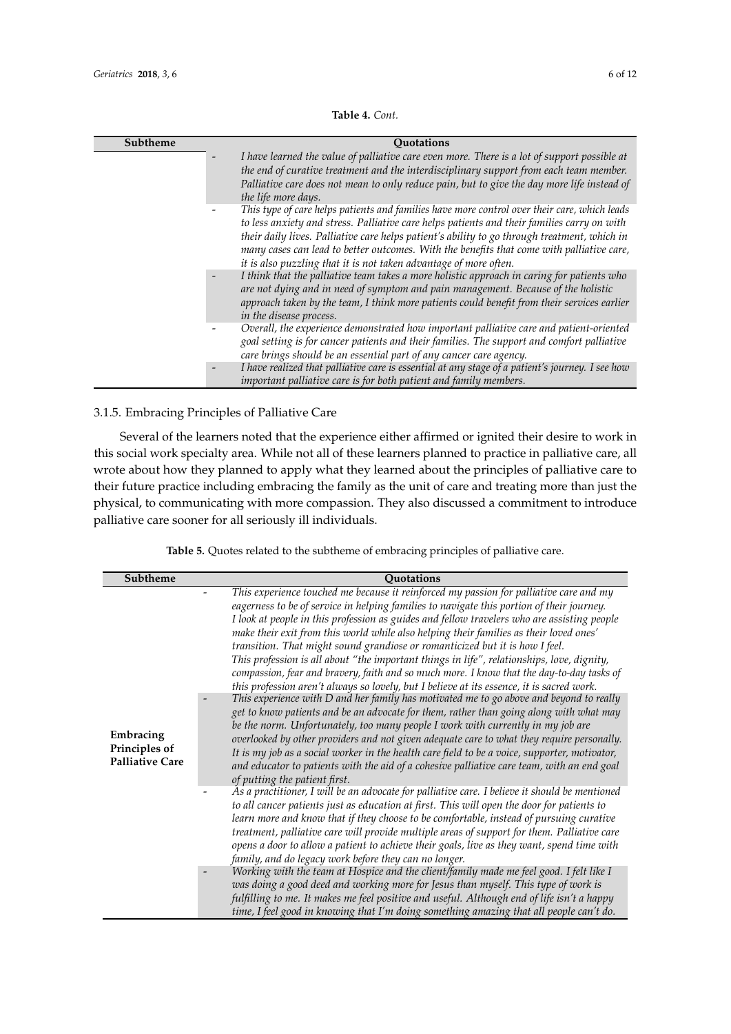**Table 4.** *Cont.*

| Subtheme | Quotations |
| --- | --- |
| | - *I have learned the value of palliative care even more. There is a lot of support possible at the end of curative treatment and the interdisciplinary support from each team member. Palliative care does not mean to only reduce pain, but to give the day more life instead of the life more days.* |
| | - *This type of care helps patients and families have more control over their care, which leads to less anxiety and stress. Palliative care helps patients and their families carry on with their daily lives. Palliative care helps patient's ability to go through treatment, which in many cases can lead to better outcomes. With the benefits that come with palliative care, it is also puzzling that it is not taken advantage of more often.* |
| | - *I think that the palliative team takes a more holistic approach in caring for patients who are not dying and in need of symptom and pain management. Because of the holistic approach taken by the team, I think more patients could benefit from their services earlier in the disease process.* |
| | - *Overall, the experience demonstrated how important palliative care and patient-oriented goal setting is for cancer patients and their families. The support and comfort palliative care brings should be an essential part of any cancer care agency.* |
| | - *I have realized that palliative care is essential at any stage of a patient's journey. I see how important palliative care is for both patient and family members.* |

### 3.1.5. Embracing Principles of Palliative Care

Several of the learners noted that the experience either affirmed or ignited their desire to work in this social work specialty area. While not all of these learners planned to practice in palliative care, all wrote about how they planned to apply what they learned about the principles of palliative care to their future practice including embracing the family as the unit of care and treating more than just the physical, to communicating with more compassion. They also discussed a commitment to introduce palliative care sooner for all seriously ill individuals.

**Table 5.** Quotes related to the subtheme of embracing principles of palliative care.

| Subtheme | Quotations |
| --- | --- |
| **Embracing Principles of Palliative Care** | - *This experience touched me because it reinforced my passion for palliative care and my eagerness to be of service in helping families to navigate this portion of their journey. I look at people in this profession as guides and fellow travelers who are assisting people make their exit from this world while also helping their families as their loved ones' transition. That might sound grandiose or romanticized but it is how I feel. This profession is all about "the important things in life", relationships, love, dignity, compassion, fear and bravery, faith and so much more. I know that the day-to-day tasks of this profession aren't always so lovely, but I believe at its essence, it is sacred work.* |
| | - *This experience with D and her family has motivated me to go above and beyond to really get to know patients and be an advocate for them, rather than going along with what may be the norm. Unfortunately, too many people I work with currently in my job are overlooked by other providers and not given adequate care to what they require personally. It is my job as a social worker in the health care field to be a voice, supporter, motivator, and educator to patients with the aid of a cohesive palliative care team, with an end goal of putting the patient first.* |
| | - *As a practitioner, I will be an advocate for palliative care. I believe it should be mentioned to all cancer patients just as education at first. This will open the door for patients to learn more and know that if they choose to be comfortable, instead of pursuing curative treatment, palliative care will provide multiple areas of support for them. Palliative care opens a door to allow a patient to achieve their goals, live as they want, spend time with family, and do legacy work before they can no longer.* |
| | - *Working with the team at Hospice and the client/family made me feel good. I felt like I was doing a good deed and working more for Jesus than myself. This type of work is fulfilling to me. It makes me feel positive and useful. Although end of life isn't a happy time, I feel good in knowing that I'm doing something amazing that all people can't do.* |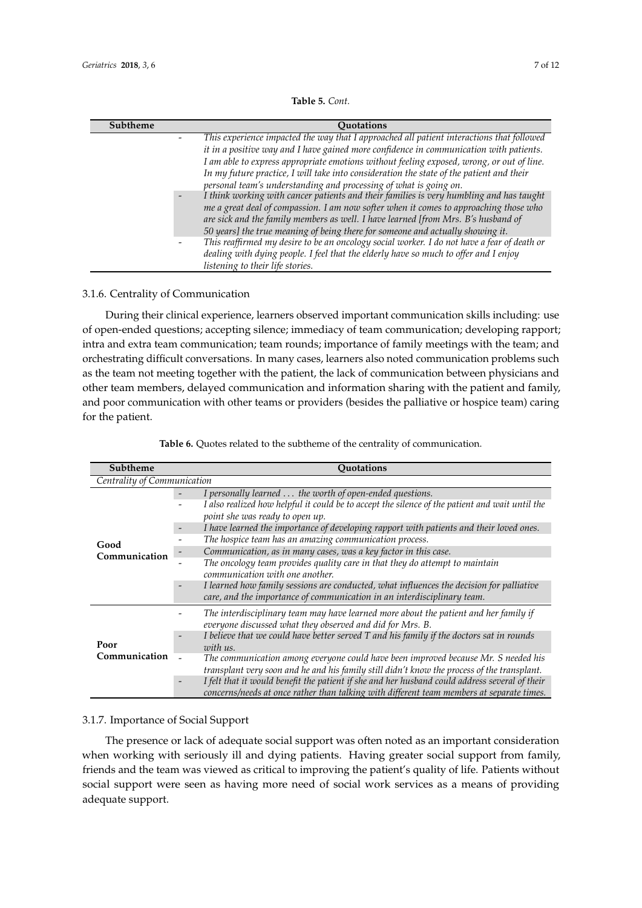**Table 5.** *Cont.*

| Subtheme | Quotations |
|---|---|
| | - *This experience impacted the way that I approached all patient interactions that followed it in a positive way and I have gained more confidence in communication with patients. I am able to express appropriate emotions without feeling exposed, wrong, or out of line. In my future practice, I will take into consideration the state of the patient and their personal team's understanding and processing of what is going on.* |
| | - *I think working with cancer patients and their families is very humbling and has taught me a great deal of compassion. I am now softer when it comes to approaching those who are sick and the family members as well. I have learned [from Mrs. B's husband of 50 years] the true meaning of being there for someone and actually showing it.* |
| | - *This reaffirmed my desire to be an oncology social worker. I do not have a fear of death or dealing with dying people. I feel that the elderly have so much to offer and I enjoy listening to their life stories.* |

### 3.1.6. Centrality of Communication

During their clinical experience, learners observed important communication skills including: use of open-ended questions; accepting silence; immediacy of team communication; developing rapport; intra and extra team communication; team rounds; importance of family meetings with the team; and orchestrating difficult conversations. In many cases, learners also noted communication problems such as the team not meeting together with the patient, the lack of communication between physicians and other team members, delayed communication and information sharing with the patient and family, and poor communication with other teams or providers (besides the palliative or hospice team) caring for the patient.

**Table 6.** Quotes related to the subtheme of the centrality of communication.

| Subtheme | Quotations |
|---|---|
| *Centrality of Communication* | |
| **Good Communication** | - *I personally learned … the worth of open-ended questions.* |
| | - *I also realized how helpful it could be to accept the silence of the patient and wait until the point she was ready to open up.* |
| | - *I have learned the importance of developing rapport with patients and their loved ones.* |
| | - *The hospice team has an amazing communication process.* |
| | - *Communication, as in many cases, was a key factor in this case.* |
| | - *The oncology team provides quality care in that they do attempt to maintain communication with one another.* |
| | - *I learned how family sessions are conducted, what influences the decision for palliative care, and the importance of communication in an interdisciplinary team.* |
| **Poor Communication** | - *The interdisciplinary team may have learned more about the patient and her family if everyone discussed what they observed and did for Mrs. B.* |
| | - *I believe that we could have better served T and his family if the doctors sat in rounds with us.* |
| | - *The communication among everyone could have been improved because Mr. S needed his transplant very soon and he and his family still didn't know the process of the transplant.* |
| | - *I felt that it would benefit the patient if she and her husband could address several of their concerns/needs at once rather than talking with different team members at separate times.* |

### 3.1.7. Importance of Social Support

The presence or lack of adequate social support was often noted as an important consideration when working with seriously ill and dying patients. Having greater social support from family, friends and the team was viewed as critical to improving the patient's quality of life. Patients without social support were seen as having more need of social work services as a means of providing adequate support.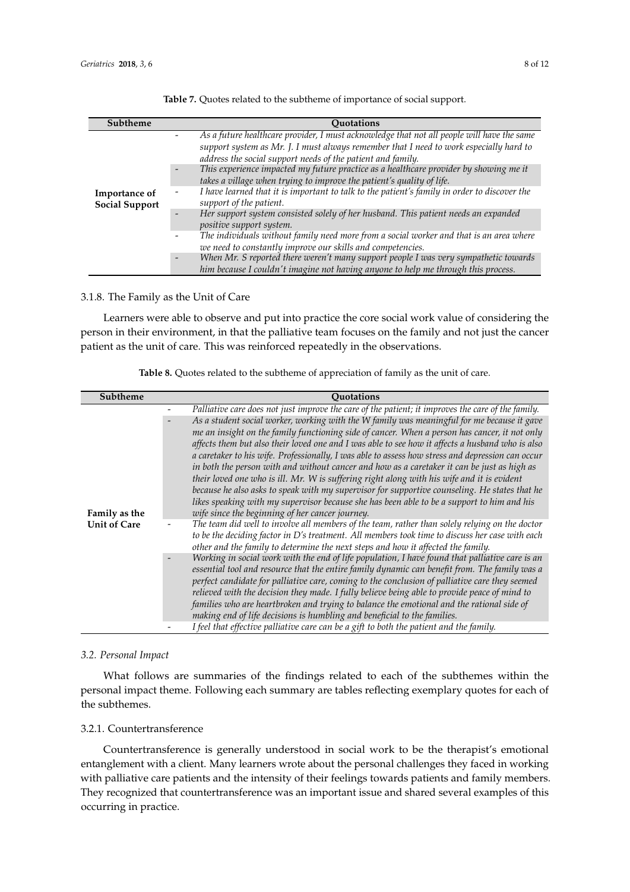**Table 7.** Quotes related to the subtheme of importance of social support.

| Subtheme | Quotations |
| --- | --- |
| **Importance of Social Support** | - *As a future healthcare provider, I must acknowledge that not all people will have the same support system as Mr. J. I must always remember that I need to work especially hard to address the social support needs of the patient and family.* |
| | - *This experience impacted my future practice as a healthcare provider by showing me it takes a village when trying to improve the patient's quality of life.* |
| | - *I have learned that it is important to talk to the patient's family in order to discover the support of the patient.* |
| | - *Her support system consisted solely of her husband. This patient needs an expanded positive support system.* |
| | - *The individuals without family need more from a social worker and that is an area where we need to constantly improve our skills and competencies.* |
| | - *When Mr. S reported there weren't many support people I was very sympathetic towards him because I couldn't imagine not having anyone to help me through this process.* |

### 3.1.8. The Family as the Unit of Care

Learners were able to observe and put into practice the core social work value of considering the person in their environment, in that the palliative team focuses on the family and not just the cancer patient as the unit of care. This was reinforced repeatedly in the observations.

**Table 8.** Quotes related to the subtheme of appreciation of family as the unit of care.

| Subtheme | Quotations |
| --- | --- |
| **Family as the Unit of Care** | - *Palliative care does not just improve the care of the patient; it improves the care of the family.* |
| | - *As a student social worker, working with the W family was meaningful for me because it gave me an insight on the family functioning side of cancer. When a person has cancer, it not only affects them but also their loved one and I was able to see how it affects a husband who is also a caretaker to his wife. Professionally, I was able to assess how stress and depression can occur in both the person with and without cancer and how as a caretaker it can be just as high as their loved one who is ill. Mr. W is suffering right along with his wife and it is evident because he also asks to speak with my supervisor for supportive counseling. He states that he likes speaking with my supervisor because she has been able to be a support to him and his wife since the beginning of her cancer journey.* |
| | - *The team did well to involve all members of the team, rather than solely relying on the doctor to be the deciding factor in D's treatment. All members took time to discuss her case with each other and the family to determine the next steps and how it affected the family.* |
| | - *Working in social work with the end of life population, I have found that palliative care is an essential tool and resource that the entire family dynamic can benefit from. The family was a perfect candidate for palliative care, coming to the conclusion of palliative care they seemed relieved with the decision they made. I fully believe being able to provide peace of mind to families who are heartbroken and trying to balance the emotional and the rational side of making end of life decisions is humbling and beneficial to the families.* |
| | - *I feel that effective palliative care can be a gift to both the patient and the family.* |

## *3.2. Personal Impact*

What follows are summaries of the findings related to each of the subthemes within the personal impact theme. Following each summary are tables reflecting exemplary quotes for each of the subthemes.

### 3.2.1. Countertransference

Countertransference is generally understood in social work to be the therapist's emotional entanglement with a client. Many learners wrote about the personal challenges they faced in working with palliative care patients and the intensity of their feelings towards patients and family members. They recognized that countertransference was an important issue and shared several examples of this occurring in practice.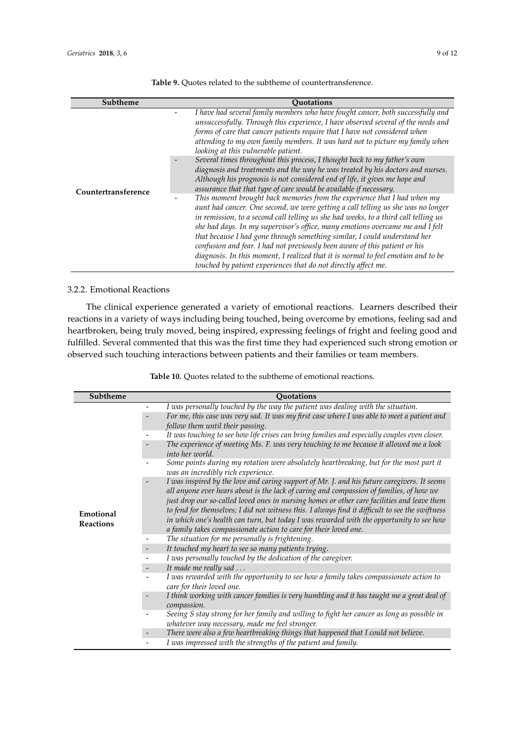**Table 9.** Quotes related to the subtheme of countertransference.

| Subtheme | Quotations |
| --- | --- |
| Countertransference | - *I have had several family members who have fought cancer, both successfully and unsuccessfully. Through this experience, I have observed several of the needs and forms of care that cancer patients require that I have not considered when attending to my own family members. It was hard not to picture my family when looking at this vulnerable patient.* |
| | - *Several times throughout this process, I thought back to my father's own diagnosis and treatments and the way he was treated by his doctors and nurses. Although his prognosis is not considered end of life, it gives me hope and assurance that that type of care would be available if necessary.* |
| | - *This moment brought back memories from the experience that I had when my aunt had cancer. One second, we were getting a call telling us she was no longer in remission, to a second call telling us she had weeks, to a third call telling us she had days. In my supervisor's office, many emotions overcame me and I felt that because I had gone through something similar, I could understand her confusion and fear. I had not previously been aware of this patient or his diagnosis. In this moment, I realized that it is normal to feel emotion and to be touched by patient experiences that do not directly affect me.* |

### 3.2.2. Emotional Reactions

The clinical experience generated a variety of emotional reactions. Learners described their reactions in a variety of ways including being touched, being overcome by emotions, feeling sad and heartbroken, being truly moved, being inspired, expressing feelings of fright and feeling good and fulfilled. Several commented that this was the first time they had experienced such strong emotion or observed such touching interactions between patients and their families or team members.

**Table 10.** Quotes related to the subtheme of emotional reactions.

| Subtheme | Quotations |
| --- | --- |
| Emotional Reactions | - *I was personally touched by the way the patient was dealing with the situation.* |
| | - *For me, this case was very sad. It was my first case where I was able to meet a patient and follow them until their passing.* |
| | - *It was touching to see how life crises can bring families and especially couples even closer.* |
| | - *The experience of meeting Ms. F. was very touching to me because it allowed me a look into her world.* |
| | - *Some points during my rotation were absolutely heartbreaking, but for the most part it was an incredibly rich experience.* |
| | - *I was inspired by the love and caring support of Mr. J. and his future caregivers. It seems all anyone ever hears about is the lack of caring and compassion of families, of how we just drop our so-called loved ones in nursing homes or other care facilities and leave them to fend for themselves; I did not witness this. I always find it difficult to see the swiftness in which one's health can turn, but today I was rewarded with the opportunity to see how a family takes compassionate action to care for their loved one.* |
| | - *The situation for me personally is frightening.* |
| | - *It touched my heart to see so many patients trying.* |
| | - *I was personally touched by the dedication of the caregiver.* |
| | - *It made me really sad …* |
| | - *I was rewarded with the opportunity to see how a family takes compassionate action to care for their loved one.* |
| | - *I think working with cancer families is very humbling and it has taught me a great deal of compassion.* |
| | - *Seeing S stay strong for her family and willing to fight her cancer as long as possible in whatever way necessary, made me feel stronger.* |
| | - *There were also a few heartbreaking things that happened that I could not believe.* |
| | - *I was impressed with the strengths of the patient and family.* |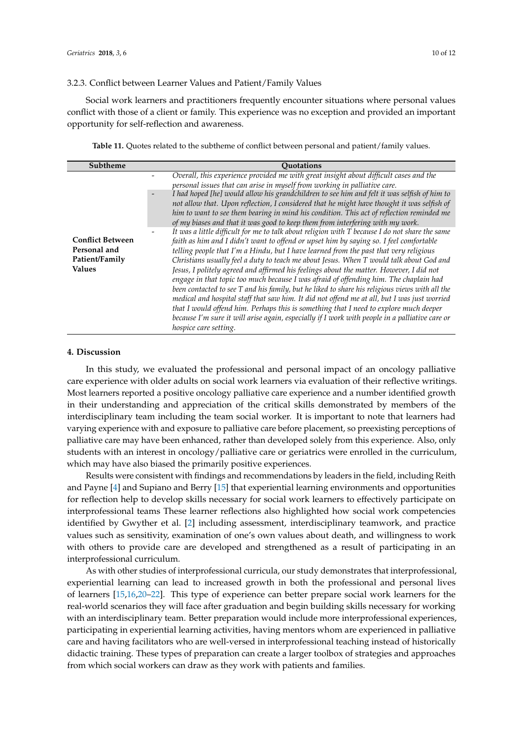### 3.2.3. Conflict between Learner Values and Patient/Family Values

Social work learners and practitioners frequently encounter situations where personal values conflict with those of a client or family. This experience was no exception and provided an important opportunity for self-reflection and awareness.

**Table 11.** Quotes related to the subtheme of conflict between personal and patient/family values.

| Subtheme | Quotations |
| --- | --- |
| **Conflict Between Personal and Patient/Family Values** | - *Overall, this experience provided me with great insight about difficult cases and the personal issues that can arise in myself from working in palliative care.* |
| | - *I had hoped [he] would allow his grandchildren to see him and felt it was selfish of him to not allow that. Upon reflection, I considered that he might have thought it was selfish of him to want to see them bearing in mind his condition. This act of reflection reminded me of my biases and that it was good to keep them from interfering with my work.* |
| | - *It was a little difficult for me to talk about religion with T because I do not share the same faith as him and I didn't want to offend or upset him by saying so. I feel comfortable telling people that I'm a Hindu, but I have learned from the past that very religious Christians usually feel a duty to teach me about Jesus. When T would talk about God and Jesus, I politely agreed and affirmed his feelings about the matter. However, I did not engage in that topic too much because I was afraid of offending him. The chaplain had been contacted to see T and his family, but he liked to share his religious views with all the medical and hospital staff that saw him. It did not offend me at all, but I was just worried that I would offend him. Perhaps this is something that I need to explore much deeper because I'm sure it will arise again, especially if I work with people in a palliative care or hospice care setting.* |

## 4. Discussion

In this study, we evaluated the professional and personal impact of an oncology palliative care experience with older adults on social work learners via evaluation of their reflective writings. Most learners reported a positive oncology palliative care experience and a number identified growth in their understanding and appreciation of the critical skills demonstrated by members of the interdisciplinary team including the team social worker. It is important to note that learners had varying experience with and exposure to palliative care before placement, so preexisting perceptions of palliative care may have been enhanced, rather than developed solely from this experience. Also, only students with an interest in oncology/palliative care or geriatrics were enrolled in the curriculum, which may have also biased the primarily positive experiences.

Results were consistent with findings and recommendations by leaders in the field, including Reith and Payne [4] and Supiano and Berry [15] that experiential learning environments and opportunities for reflection help to develop skills necessary for social work learners to effectively participate on interprofessional teams These learner reflections also highlighted how social work competencies identified by Gwyther et al. [2] including assessment, interdisciplinary teamwork, and practice values such as sensitivity, examination of one's own values about death, and willingness to work with others to provide care are developed and strengthened as a result of participating in an interprofessional curriculum.

As with other studies of interprofessional curricula, our study demonstrates that interprofessional, experiential learning can lead to increased growth in both the professional and personal lives of learners [15,16,20–22]. This type of experience can better prepare social work learners for the real-world scenarios they will face after graduation and begin building skills necessary for working with an interdisciplinary team. Better preparation would include more interprofessional experiences, participating in experiential learning activities, having mentors whom are experienced in palliative care and having facilitators who are well-versed in interprofessional teaching instead of historically didactic training. These types of preparation can create a larger toolbox of strategies and approaches from which social workers can draw as they work with patients and families.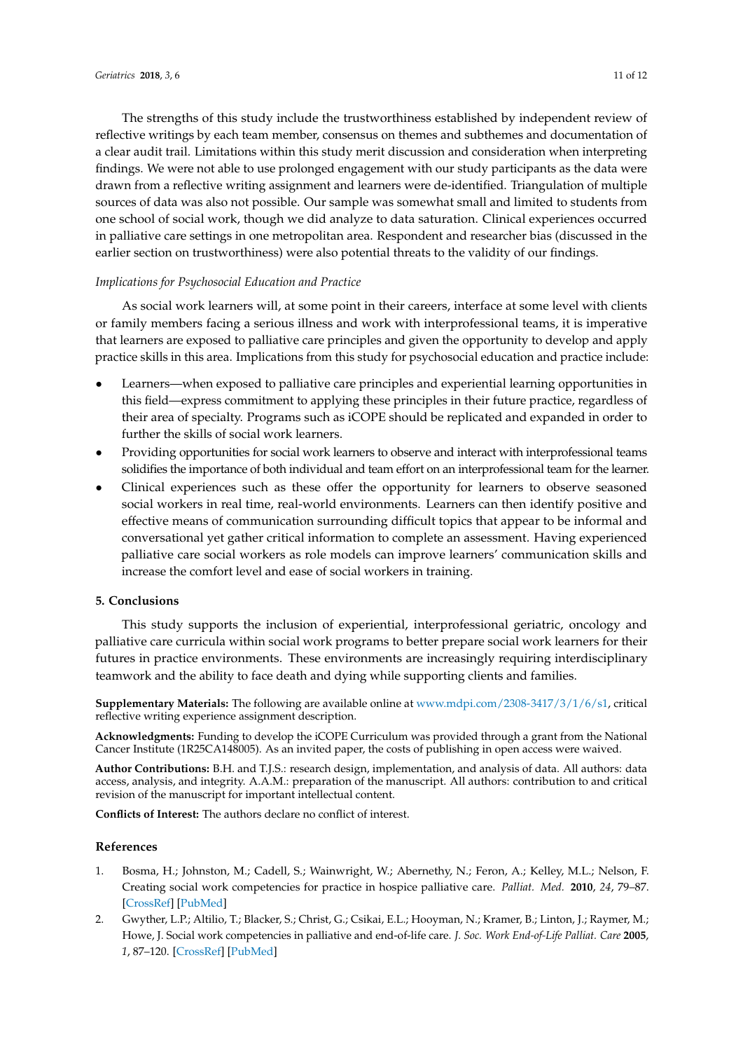The strengths of this study include the trustworthiness established by independent review of reflective writings by each team member, consensus on themes and subthemes and documentation of a clear audit trail. Limitations within this study merit discussion and consideration when interpreting findings. We were not able to use prolonged engagement with our study participants as the data were drawn from a reflective writing assignment and learners were de-identified. Triangulation of multiple sources of data was also not possible. Our sample was somewhat small and limited to students from one school of social work, though we did analyze to data saturation. Clinical experiences occurred in palliative care settings in one metropolitan area. Respondent and researcher bias (discussed in the earlier section on trustworthiness) were also potential threats to the validity of our findings.

*Implications for Psychosocial Education and Practice*

As social work learners will, at some point in their careers, interface at some level with clients or family members facing a serious illness and work with interprofessional teams, it is imperative that learners are exposed to palliative care principles and given the opportunity to develop and apply practice skills in this area. Implications from this study for psychosocial education and practice include:

- Learners—when exposed to palliative care principles and experiential learning opportunities in this field—express commitment to applying these principles in their future practice, regardless of their area of specialty. Programs such as iCOPE should be replicated and expanded in order to further the skills of social work learners.
- Providing opportunities for social work learners to observe and interact with interprofessional teams solidifies the importance of both individual and team effort on an interprofessional team for the learner.
- Clinical experiences such as these offer the opportunity for learners to observe seasoned social workers in real time, real-world environments. Learners can then identify positive and effective means of communication surrounding difficult topics that appear to be informal and conversational yet gather critical information to complete an assessment. Having experienced palliative care social workers as role models can improve learners' communication skills and increase the comfort level and ease of social workers in training.

## 5. Conclusions

This study supports the inclusion of experiential, interprofessional geriatric, oncology and palliative care curricula within social work programs to better prepare social work learners for their futures in practice environments. These environments are increasingly requiring interdisciplinary teamwork and the ability to face death and dying while supporting clients and families.

**Supplementary Materials:** The following are available online at www.mdpi.com/2308-3417/3/1/6/s1, critical reflective writing experience assignment description.

**Acknowledgments:** Funding to develop the iCOPE Curriculum was provided through a grant from the National Cancer Institute (1R25CA148005). As an invited paper, the costs of publishing in open access were waived.

**Author Contributions:** B.H. and T.J.S.: research design, implementation, and analysis of data. All authors: data access, analysis, and integrity. A.A.M.: preparation of the manuscript. All authors: contribution to and critical revision of the manuscript for important intellectual content.

**Conflicts of Interest:** The authors declare no conflict of interest.

## References

1. Bosma, H.; Johnston, M.; Cadell, S.; Wainwright, W.; Abernethy, N.; Feron, A.; Kelley, M.L.; Nelson, F. Creating social work competencies for practice in hospice palliative care. *Palliat. Med.* **2010**, *24*, 79–87. [CrossRef] [PubMed]
2. Gwyther, L.P.; Altilio, T.; Blacker, S.; Christ, G.; Csikai, E.L.; Hooyman, N.; Kramer, B.; Linton, J.; Raymer, M.; Howe, J. Social work competencies in palliative and end-of-life care. *J. Soc. Work End-of-Life Palliat. Care* **2005**, *1*, 87–120. [CrossRef] [PubMed]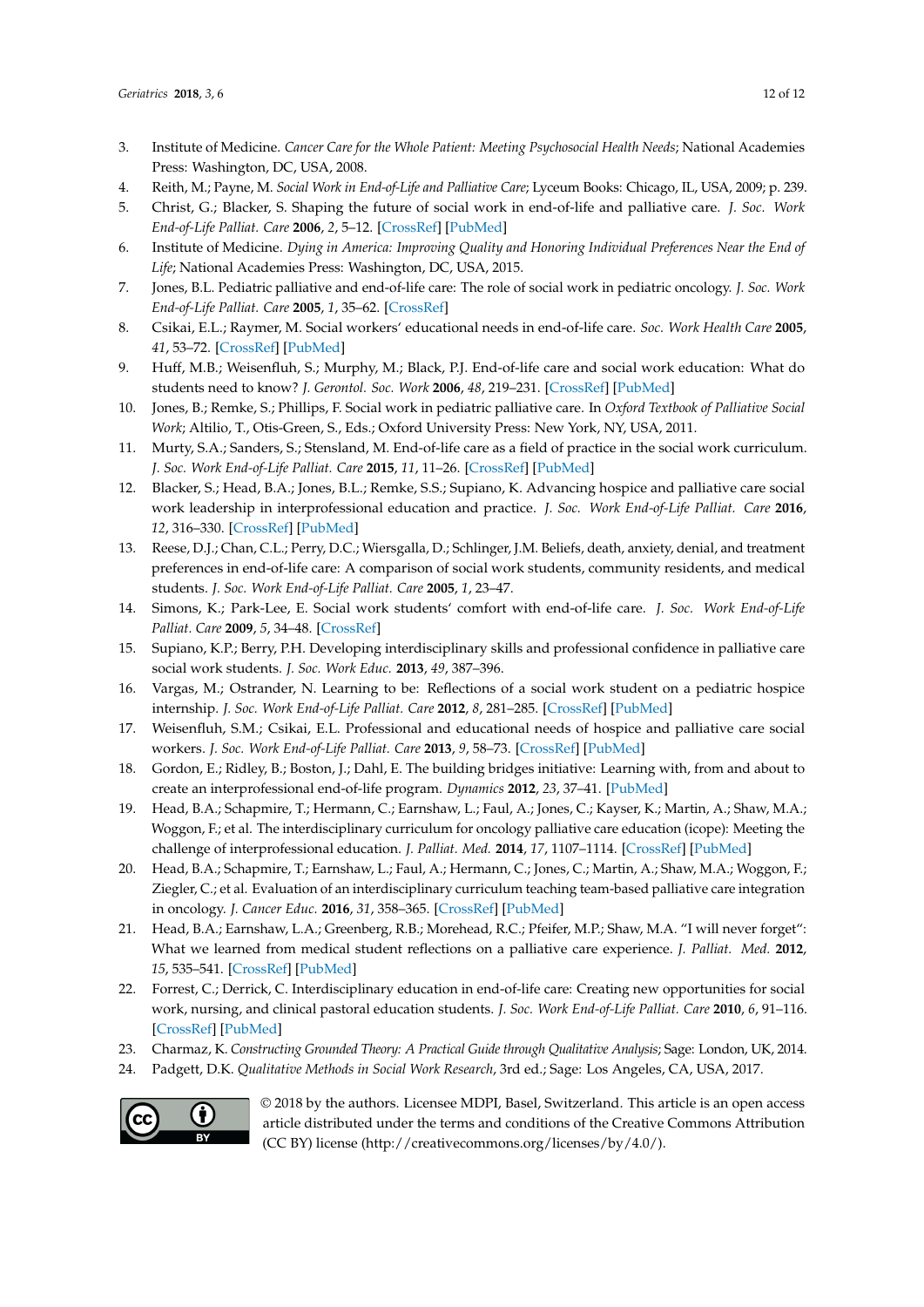3. Institute of Medicine. *Cancer Care for the Whole Patient: Meeting Psychosocial Health Needs*; National Academies Press: Washington, DC, USA, 2008.
4. Reith, M.; Payne, M. *Social Work in End-of-Life and Palliative Care*; Lyceum Books: Chicago, IL, USA, 2009; p. 239.
5. Christ, G.; Blacker, S. Shaping the future of social work in end-of-life and palliative care. *J. Soc. Work End-of-Life Palliat. Care* **2006**, *2*, 5–12. [CrossRef] [PubMed]
6. Institute of Medicine. *Dying in America: Improving Quality and Honoring Individual Preferences Near the End of Life*; National Academies Press: Washington, DC, USA, 2015.
7. Jones, B.L. Pediatric palliative and end-of-life care: The role of social work in pediatric oncology. *J. Soc. Work End-of-Life Palliat. Care* **2005**, *1*, 35–62. [CrossRef]
8. Csikai, E.L.; Raymer, M. Social workers' educational needs in end-of-life care. *Soc. Work Health Care* **2005**, *41*, 53–72. [CrossRef] [PubMed]
9. Huff, M.B.; Weisenfluh, S.; Murphy, M.; Black, P.J. End-of-life care and social work education: What do students need to know? *J. Gerontol. Soc. Work* **2006**, *48*, 219–231. [CrossRef] [PubMed]
10. Jones, B.; Remke, S.; Phillips, F. Social work in pediatric palliative care. In *Oxford Textbook of Palliative Social Work*; Altilio, T., Otis-Green, S., Eds.; Oxford University Press: New York, NY, USA, 2011.
11. Murty, S.A.; Sanders, S.; Stensland, M. End-of-life care as a field of practice in the social work curriculum. *J. Soc. Work End-of-Life Palliat. Care* **2015**, *11*, 11–26. [CrossRef] [PubMed]
12. Blacker, S.; Head, B.A.; Jones, B.L.; Remke, S.S.; Supiano, K. Advancing hospice and palliative care social work leadership in interprofessional education and practice. *J. Soc. Work End-of-Life Palliat. Care* **2016**, *12*, 316–330. [CrossRef] [PubMed]
13. Reese, D.J.; Chan, C.L.; Perry, D.C.; Wiersgalla, D.; Schlinger, J.M. Beliefs, death, anxiety, denial, and treatment preferences in end-of-life care: A comparison of social work students, community residents, and medical students. *J. Soc. Work End-of-Life Palliat. Care* **2005**, *1*, 23–47.
14. Simons, K.; Park-Lee, E. Social work students' comfort with end-of-life care. *J. Soc. Work End-of-Life Palliat. Care* **2009**, *5*, 34–48. [CrossRef]
15. Supiano, K.P.; Berry, P.H. Developing interdisciplinary skills and professional confidence in palliative care social work students. *J. Soc. Work Educ.* **2013**, *49*, 387–396.
16. Vargas, M.; Ostrander, N. Learning to be: Reflections of a social work student on a pediatric hospice internship. *J. Soc. Work End-of-Life Palliat. Care* **2012**, *8*, 281–285. [CrossRef] [PubMed]
17. Weisenfluh, S.M.; Csikai, E.L. Professional and educational needs of hospice and palliative care social workers. *J. Soc. Work End-of-Life Palliat. Care* **2013**, *9*, 58–73. [CrossRef] [PubMed]
18. Gordon, E.; Ridley, B.; Boston, J.; Dahl, E. The building bridges initiative: Learning with, from and about to create an interprofessional end-of-life program. *Dynamics* **2012**, *23*, 37–41. [PubMed]
19. Head, B.A.; Schapmire, T.; Hermann, C.; Earnshaw, L.; Faul, A.; Jones, C.; Kayser, K.; Martin, A.; Shaw, M.A.; Woggon, F.; et al. The interdisciplinary curriculum for oncology palliative care education (icope): Meeting the challenge of interprofessional education. *J. Palliat. Med.* **2014**, *17*, 1107–1114. [CrossRef] [PubMed]
20. Head, B.A.; Schapmire, T.; Earnshaw, L.; Faul, A.; Hermann, C.; Jones, C.; Martin, A.; Shaw, M.A.; Woggon, F.; Ziegler, C.; et al. Evaluation of an interdisciplinary curriculum teaching team-based palliative care integration in oncology. *J. Cancer Educ.* **2016**, *31*, 358–365. [CrossRef] [PubMed]
21. Head, B.A.; Earnshaw, L.A.; Greenberg, R.B.; Morehead, R.C.; Pfeifer, M.P.; Shaw, M.A. "I will never forget": What we learned from medical student reflections on a palliative care experience. *J. Palliat. Med.* **2012**, *15*, 535–541. [CrossRef] [PubMed]
22. Forrest, C.; Derrick, C. Interdisciplinary education in end-of-life care: Creating new opportunities for social work, nursing, and clinical pastoral education students. *J. Soc. Work End-of-Life Palliat. Care* **2010**, *6*, 91–116. [CrossRef] [PubMed]
23. Charmaz, K. *Constructing Grounded Theory: A Practical Guide through Qualitative Analysis*; Sage: London, UK, 2014.
24. Padgett, D.K. *Qualitative Methods in Social Work Research*, 3rd ed.; Sage: Los Angeles, CA, USA, 2017.

© 2018 by the authors. Licensee MDPI, Basel, Switzerland. This article is an open access article distributed under the terms and conditions of the Creative Commons Attribution (CC BY) license (http://creativecommons.org/licenses/by/4.0/).